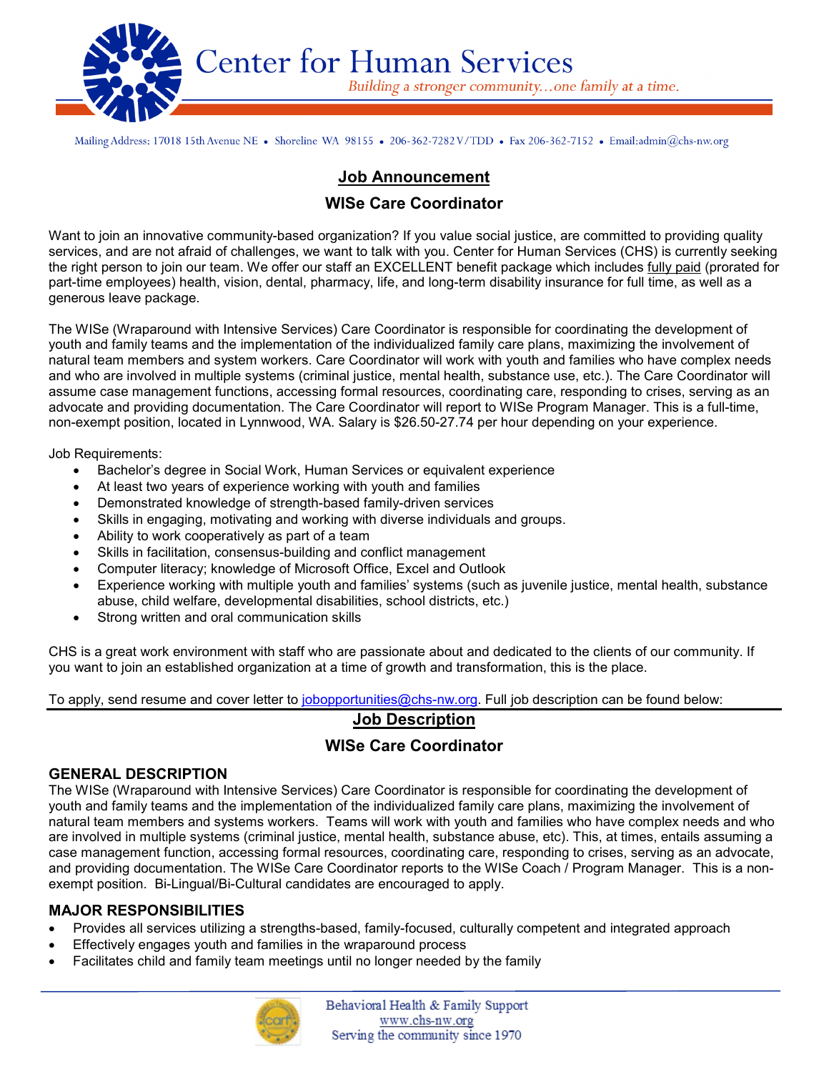# Center for Human Services

*Building a stronger community…one family at a time.*

Mailing Address: 17018 15th Avenue NE • Shoreline WA 98155 • 206-362-7282 V/TDD • Fax 206-362-7152 • Email:admin@chs-nw.org

## Job Announcement

## WISe Care Coordinator

Want to join an innovative community-based organization? If you value social justice, are committed to providing quality services, and are not afraid of challenges, we want to talk with you. Center for Human Services (CHS) is currently seeking the right person to join our team. We offer our staff an EXCELLENT benefit package which includes fully paid (prorated for part-time employees) health, vision, dental, pharmacy, life, and long-term disability insurance for full time, as well as a generous leave package.

The WISe (Wraparound with Intensive Services) Care Coordinator is responsible for coordinating the development of youth and family teams and the implementation of the individualized family care plans, maximizing the involvement of natural team members and system workers. Care Coordinator will work with youth and families who have complex needs and who are involved in multiple systems (criminal justice, mental health, substance use, etc.). The Care Coordinator will assume case management functions, accessing formal resources, coordinating care, responding to crises, serving as an advocate and providing documentation. The Care Coordinator will report to WISe Program Manager. This is a full-time, non-exempt position, located in Lynnwood, WA. Salary is $26.50-27.74 per hour depending on your experience.

Job Requirements:

- Bachelor's degree in Social Work, Human Services or equivalent experience
- At least two years of experience working with youth and families
- Demonstrated knowledge of strength-based family-driven services
- Skills in engaging, motivating and working with diverse individuals and groups.
- Ability to work cooperatively as part of a team
- Skills in facilitation, consensus-building and conflict management
- Computer literacy; knowledge of Microsoft Office, Excel and Outlook
- Experience working with multiple youth and families' systems (such as juvenile justice, mental health, substance abuse, child welfare, developmental disabilities, school districts, etc.)
- Strong written and oral communication skills

CHS is a great work environment with staff who are passionate about and dedicated to the clients of our community. If you want to join an established organization at a time of growth and transformation, this is the place.

To apply, send resume and cover letter to jobopportunities@chs-nw.org. Full job description can be found below:

## Job Description

## WISe Care Coordinator

### GENERAL DESCRIPTION

The WISe (Wraparound with Intensive Services) Care Coordinator is responsible for coordinating the development of youth and family teams and the implementation of the individualized family care plans, maximizing the involvement of natural team members and systems workers. Teams will work with youth and families who have complex needs and who are involved in multiple systems (criminal justice, mental health, substance abuse, etc). This, at times, entails assuming a case management function, accessing formal resources, coordinating care, responding to crises, serving as an advocate, and providing documentation. The WISe Care Coordinator reports to the WISe Coach / Program Manager. This is a non-exempt position. Bi-Lingual/Bi-Cultural candidates are encouraged to apply.

### MAJOR RESPONSIBILITIES

- Provides all services utilizing a strengths-based, family-focused, culturally competent and integrated approach
- Effectively engages youth and families in the wraparound process
- Facilitates child and family team meetings until no longer needed by the family

Behavioral Health & Family Support
www.chs-nw.org
Serving the community since 1970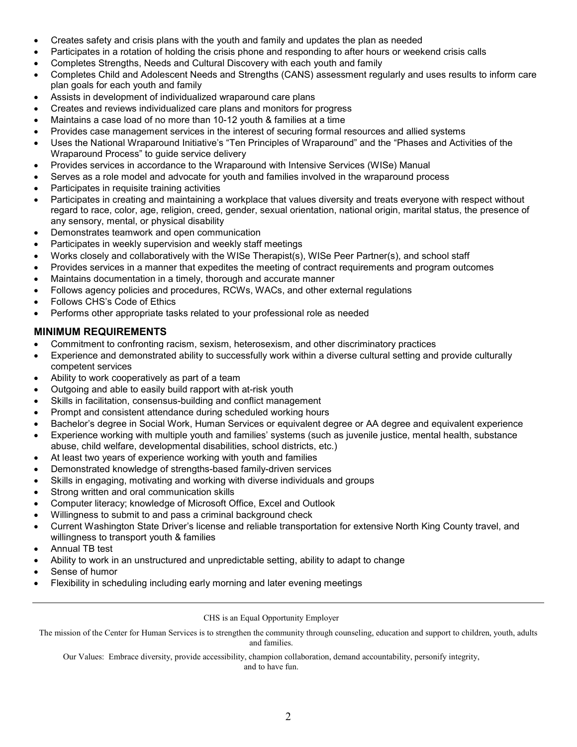- Creates safety and crisis plans with the youth and family and updates the plan as needed
- Participates in a rotation of holding the crisis phone and responding to after hours or weekend crisis calls
- Completes Strengths, Needs and Cultural Discovery with each youth and family
- Completes Child and Adolescent Needs and Strengths (CANS) assessment regularly and uses results to inform care plan goals for each youth and family
- Assists in development of individualized wraparound care plans
- Creates and reviews individualized care plans and monitors for progress
- Maintains a case load of no more than 10-12 youth & families at a time
- Provides case management services in the interest of securing formal resources and allied systems
- Uses the National Wraparound Initiative's "Ten Principles of Wraparound" and the "Phases and Activities of the Wraparound Process" to guide service delivery
- Provides services in accordance to the Wraparound with Intensive Services (WISe) Manual
- Serves as a role model and advocate for youth and families involved in the wraparound process
- Participates in requisite training activities
- Participates in creating and maintaining a workplace that values diversity and treats everyone with respect without regard to race, color, age, religion, creed, gender, sexual orientation, national origin, marital status, the presence of any sensory, mental, or physical disability
- Demonstrates teamwork and open communication
- Participates in weekly supervision and weekly staff meetings
- Works closely and collaboratively with the WISe Therapist(s), WISe Peer Partner(s), and school staff
- Provides services in a manner that expedites the meeting of contract requirements and program outcomes
- Maintains documentation in a timely, thorough and accurate manner
- Follows agency policies and procedures, RCWs, WACs, and other external regulations
- Follows CHS's Code of Ethics
- Performs other appropriate tasks related to your professional role as needed

## MINIMUM REQUIREMENTS

- Commitment to confronting racism, sexism, heterosexism, and other discriminatory practices
- Experience and demonstrated ability to successfully work within a diverse cultural setting and provide culturally competent services
- Ability to work cooperatively as part of a team
- Outgoing and able to easily build rapport with at-risk youth
- Skills in facilitation, consensus-building and conflict management
- Prompt and consistent attendance during scheduled working hours
- Bachelor's degree in Social Work, Human Services or equivalent degree or AA degree and equivalent experience
- Experience working with multiple youth and families' systems (such as juvenile justice, mental health, substance abuse, child welfare, developmental disabilities, school districts, etc.)
- At least two years of experience working with youth and families
- Demonstrated knowledge of strengths-based family-driven services
- Skills in engaging, motivating and working with diverse individuals and groups
- Strong written and oral communication skills
- Computer literacy; knowledge of Microsoft Office, Excel and Outlook
- Willingness to submit to and pass a criminal background check
- Current Washington State Driver's license and reliable transportation for extensive North King County travel, and willingness to transport youth & families
- Annual TB test
- Ability to work in an unstructured and unpredictable setting, ability to adapt to change
- Sense of humor
- Flexibility in scheduling including early morning and later evening meetings

---

CHS is an Equal Opportunity Employer

The mission of the Center for Human Services is to strengthen the community through counseling, education and support to children, youth, adults and families.

Our Values: Embrace diversity, provide accessibility, champion collaboration, demand accountability, personify integrity, and to have fun.